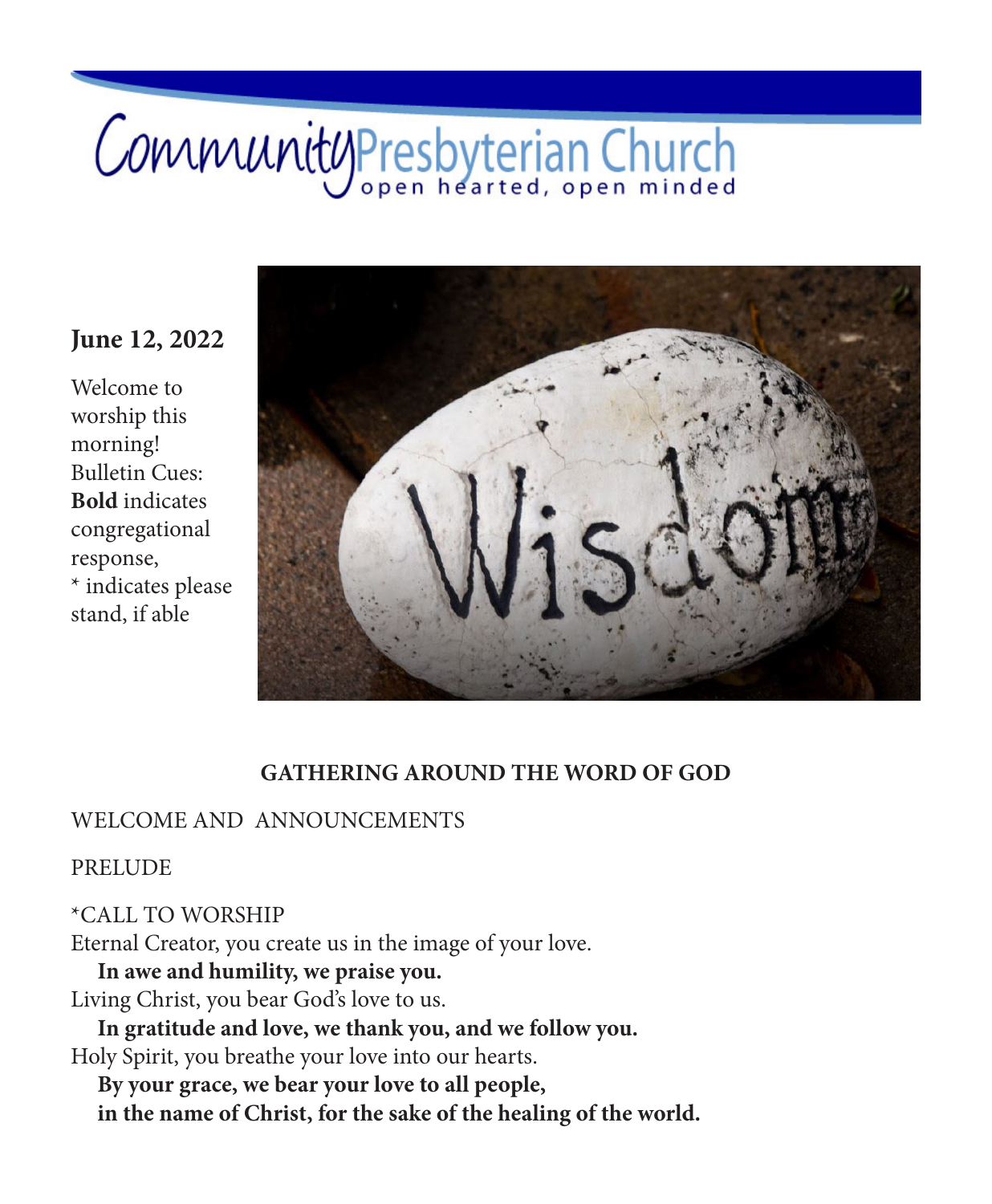# Community Presbyterian Church

open hearted, open minded

**June 12, 2022**

Welcome to worship this morning!
Bulletin Cues:
**Bold** indicates congregational response,
\* indicates please stand, if able

**GATHERING AROUND THE WORD OF GOD**

WELCOME AND ANNOUNCEMENTS

PRELUDE

*CALL TO WORSHIP

Eternal Creator, you create us in the image of your love.
**In awe and humility, we praise you.**
Living Christ, you bear God's love to us.
**In gratitude and love, we thank you, and we follow you.**
Holy Spirit, you breathe your love into our hearts.
**By your grace, we bear your love to all people,**
**in the name of Christ, for the sake of the healing of the world.**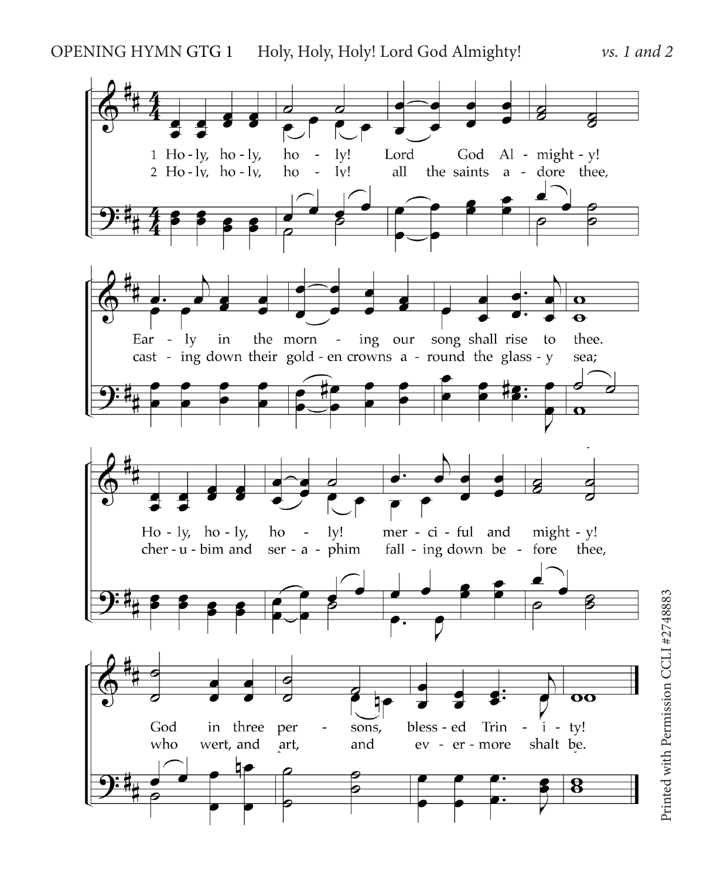OPENING HYMN GTG 1 Holy, Holy, Holy! Lord God Almighty! *vs. 1 and 2*

1 Holy, holy, holy! Lord God Almighty!
Early in the morning our song shall rise to thee.
Holy, holy, holy! merciful and mighty!
God in three persons, blessed Trinity!

2 Holy, holy, holy! all the saints adore thee,
casting down their golden crowns around the glassy sea;
cherubim and seraphim falling down before thee,
who wert, and art, and evermore shalt be.

Printed with Permission CCLI #2748883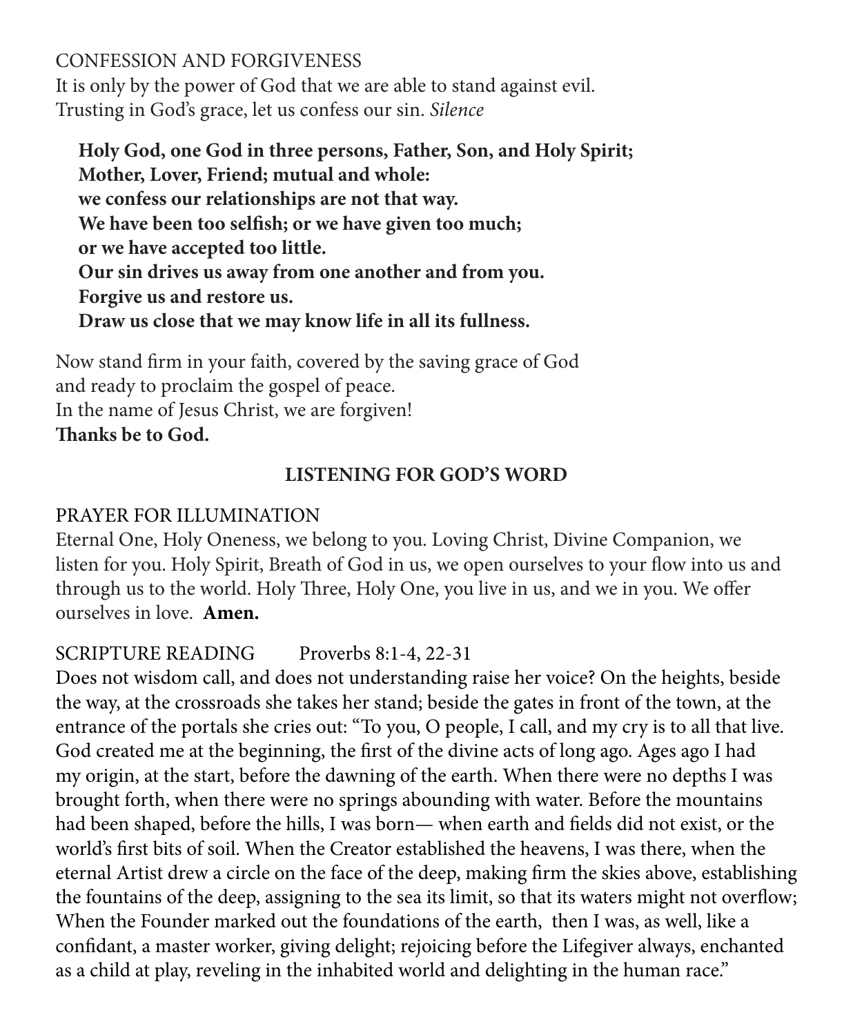CONFESSION AND FORGIVENESS

It is only by the power of God that we are able to stand against evil.
Trusting in God's grace, let us confess our sin. *Silence*

> **Holy God, one God in three persons, Father, Son, and Holy Spirit;**
> **Mother, Lover, Friend; mutual and whole:**
> **we confess our relationships are not that way.**
> **We have been too selfish; or we have given too much;**
> **or we have accepted too little.**
> **Our sin drives us away from one another and from you.**
> **Forgive us and restore us.**
> **Draw us close that we may know life in all its fullness.**

Now stand firm in your faith, covered by the saving grace of God
and ready to proclaim the gospel of peace.
In the name of Jesus Christ, we are forgiven!
**Thanks be to God.**

## LISTENING FOR GOD'S WORD

PRAYER FOR ILLUMINATION

Eternal One, Holy Oneness, we belong to you. Loving Christ, Divine Companion, we listen for you. Holy Spirit, Breath of God in us, we open ourselves to your flow into us and through us to the world. Holy Three, Holy One, you live in us, and we in you. We offer ourselves in love. **Amen.**

SCRIPTURE READING Proverbs 8:1-4, 22-31

Does not wisdom call, and does not understanding raise her voice? On the heights, beside the way, at the crossroads she takes her stand; beside the gates in front of the town, at the entrance of the portals she cries out: "To you, O people, I call, and my cry is to all that live. God created me at the beginning, the first of the divine acts of long ago. Ages ago I had my origin, at the start, before the dawning of the earth. When there were no depths I was brought forth, when there were no springs abounding with water. Before the mountains had been shaped, before the hills, I was born— when earth and fields did not exist, or the world's first bits of soil. When the Creator established the heavens, I was there, when the eternal Artist drew a circle on the face of the deep, making firm the skies above, establishing the fountains of the deep, assigning to the sea its limit, so that its waters might not overflow; When the Founder marked out the foundations of the earth, then I was, as well, like a confidant, a master worker, giving delight; rejoicing before the Lifegiver always, enchanted as a child at play, reveling in the inhabited world and delighting in the human race."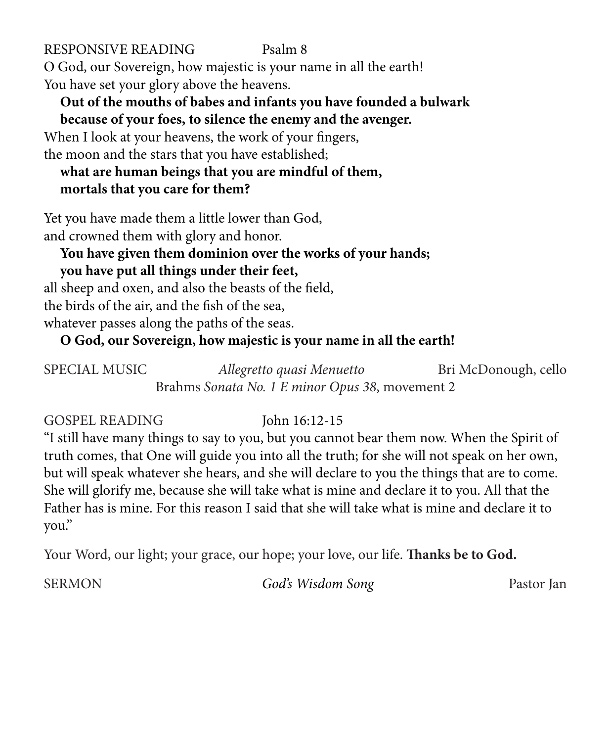RESPONSIVE READING Psalm 8

O God, our Sovereign, how majestic is your name in all the earth!
You have set your glory above the heavens.

**Out of the mouths of babes and infants you have founded a bulwark because of your foes, to silence the enemy and the avenger.**

When I look at your heavens, the work of your fingers,
the moon and the stars that you have established;

**what are human beings that you are mindful of them, mortals that you care for them?**

Yet you have made them a little lower than God,
and crowned them with glory and honor.

**You have given them dominion over the works of your hands; you have put all things under their feet,**

all sheep and oxen, and also the beasts of the field,
the birds of the air, and the fish of the sea,
whatever passes along the paths of the seas.

**O God, our Sovereign, how majestic is your name in all the earth!**

SPECIAL MUSIC *Allegretto quasi Menuetto* Bri McDonough, cello
Brahms *Sonata No. 1 E minor Opus 38*, movement 2

GOSPEL READING John 16:12-15

"I still have many things to say to you, but you cannot bear them now. When the Spirit of truth comes, that One will guide you into all the truth; for she will not speak on her own, but will speak whatever she hears, and she will declare to you the things that are to come. She will glorify me, because she will take what is mine and declare it to you. All that the Father has is mine. For this reason I said that she will take what is mine and declare it to you."

Your Word, our light; your grace, our hope; your love, our life. **Thanks be to God.**

SERMON *God's Wisdom Song* Pastor Jan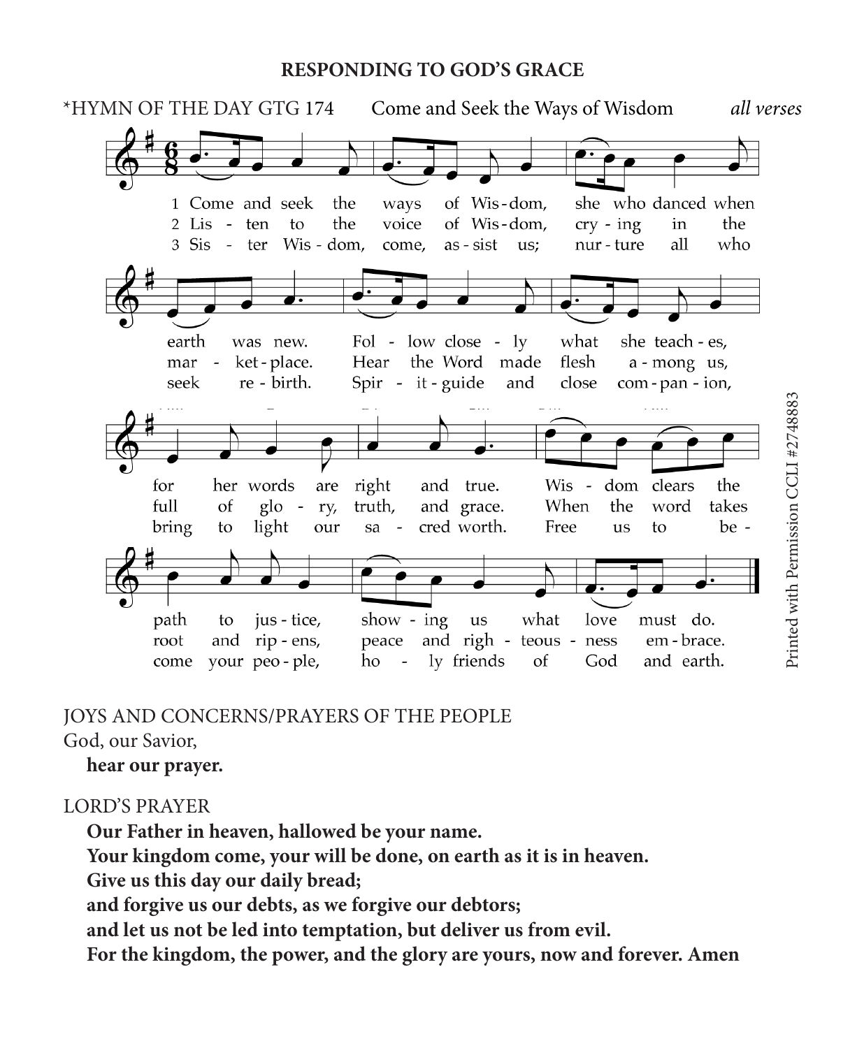## RESPONDING TO GOD'S GRACE

*HYMN OF THE DAY GTG 174 Come and Seek the Ways of Wisdom *all verses*

1 Come and seek the ways of Wisdom, she who danced when earth was new. Follow closely what she teaches, for her words are right and true. Wisdom clears the path to justice, showing us what love must do.

2 Listen to the voice of Wisdom, crying in the marketplace. Hear the Word made flesh among us, full of glory, truth, and grace. When the word takes root and ripens, peace and righteousness embrace.

3 Sister Wisdom, come, assist us; nurture all who seek rebirth. Spirit-guide and close companion, bring to light our sacred worth. Free us to become your people, holy friends of God and earth.

Printed with Permission CCLI #2748883

JOYS AND CONCERNS/PRAYERS OF THE PEOPLE

God, our Savior,

**hear our prayer.**

LORD'S PRAYER

**Our Father in heaven, hallowed be your name.**
**Your kingdom come, your will be done, on earth as it is in heaven.**
**Give us this day our daily bread;**
**and forgive us our debts, as we forgive our debtors;**
**and let us not be led into temptation, but deliver us from evil.**
**For the kingdom, the power, and the glory are yours, now and forever. Amen**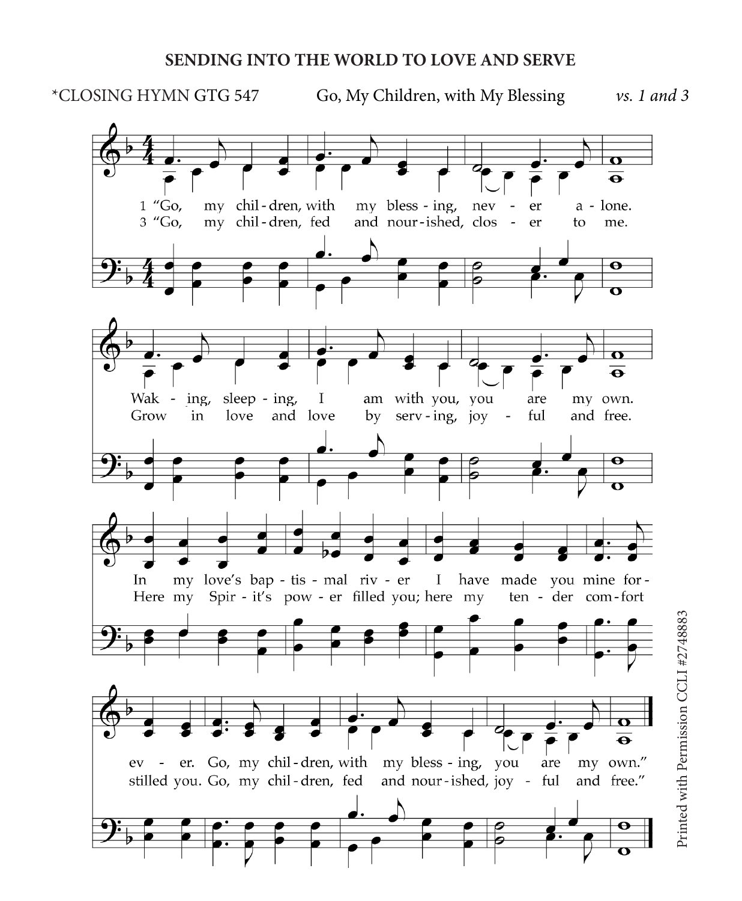## SENDING INTO THE WORLD TO LOVE AND SERVE

*CLOSING HYMN GTG 547 — Go, My Children, with My Blessing — *vs. 1 and 3*

1 "Go, my children, with my blessing, never alone.
Waking, sleeping, I am with you, you are my own.
In my love's baptismal river I have made you mine forever.
Go, my children, with my blessing, you are my own."

3 "Go, my children, fed and nourished, closer to me.
Grow in love and love by serving, joyful and free.
Here my Spirit's power filled you; here my tender comfort stilled you.
Go, my children, fed and nourished, joyful and free."

Printed with Permission CCLI #2748883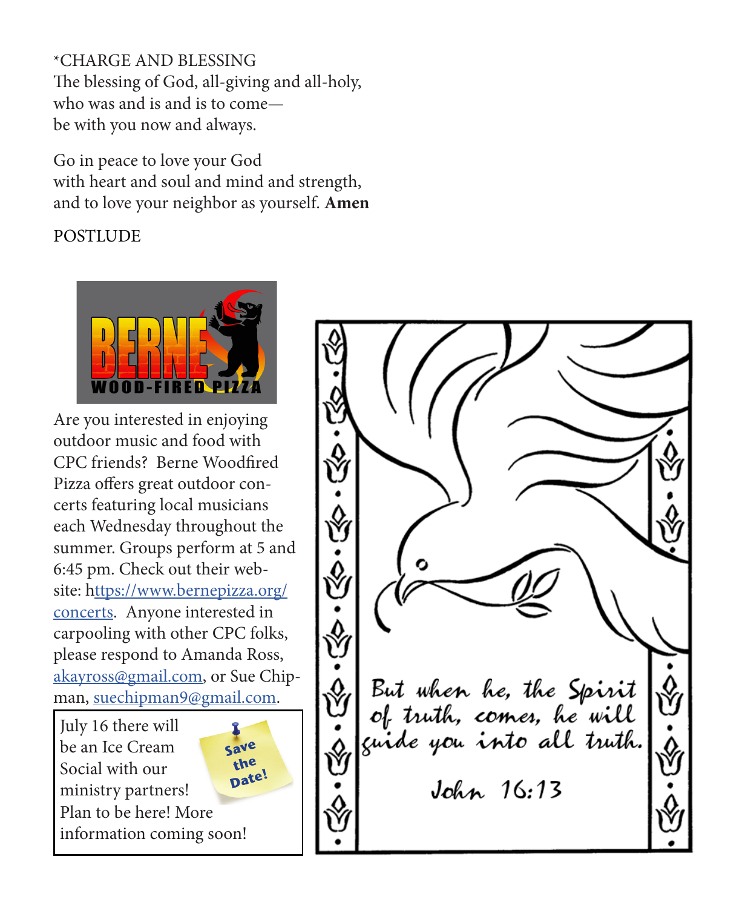*CHARGE AND BLESSING

The blessing of God, all-giving and all-holy,
who was and is and is to come—
be with you now and always.

Go in peace to love your God
with heart and soul and mind and strength,
and to love your neighbor as yourself. **Amen**

POSTLUDE

BERNE WOOD-FIRED PIZZA

Are you interested in enjoying outdoor music and food with CPC friends? Berne Woodfired Pizza offers great outdoor concerts featuring local musicians each Wednesday throughout the summer. Groups perform at 5 and 6:45 pm. Check out their website: https://www.bernepizza.org/concerts. Anyone interested in carpooling with other CPC folks, please respond to Amanda Ross, akayross@gmail.com, or Sue Chipman, suechipman9@gmail.com.

July 16 there will be an Ice Cream Social with our ministry partners! Plan to be here! More information coming soon!

Save the Date!

But when he, the Spirit of truth, comes, he will guide you into all truth.

John 16:13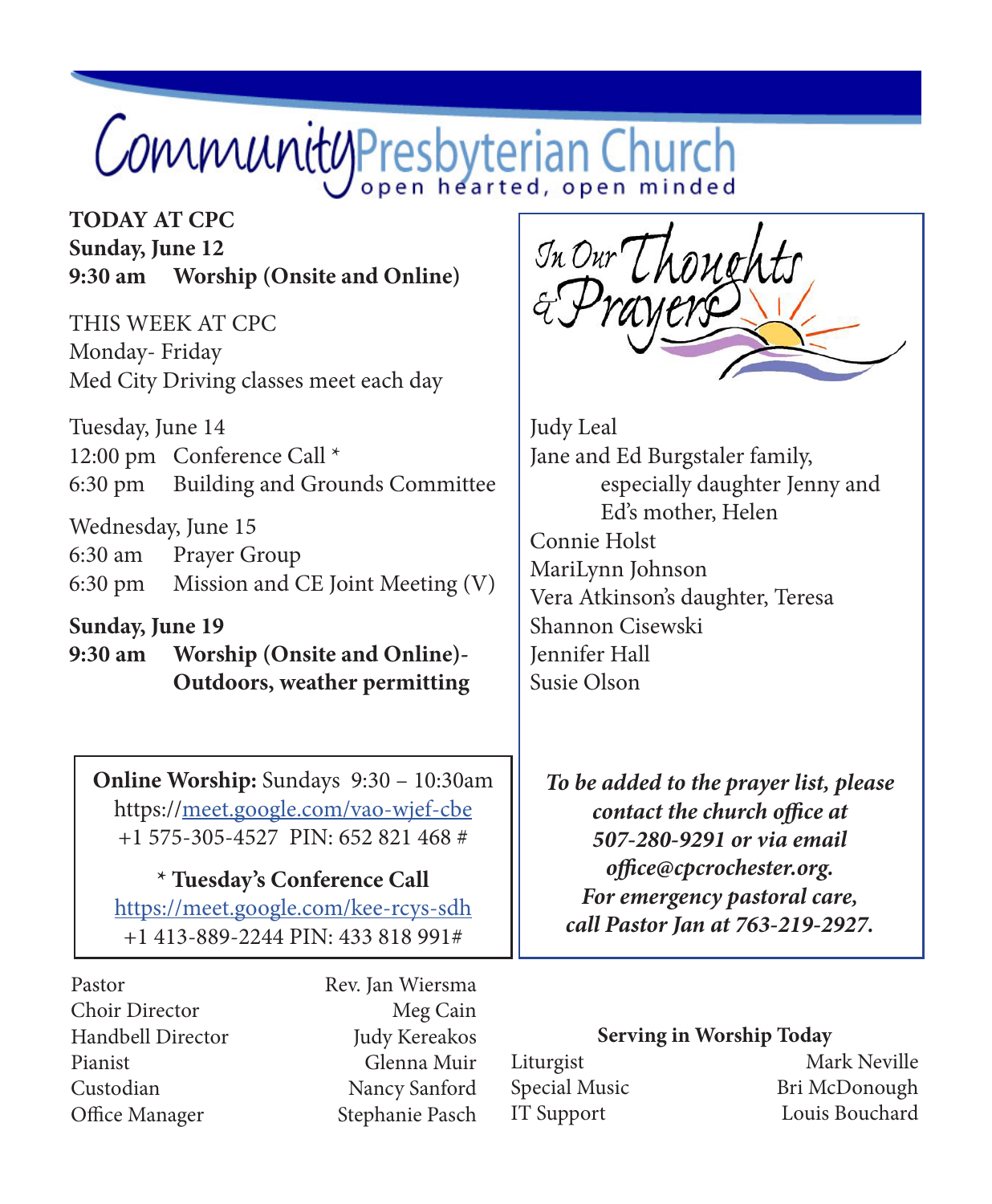# Community Presbyterian Church

open hearted, open minded

**TODAY AT CPC**
**Sunday, June 12**
**9:30 am Worship (Onsite and Online)**

THIS WEEK AT CPC
Monday- Friday
Med City Driving classes meet each day

Tuesday, June 14
12:00 pm Conference Call *
6:30 pm Building and Grounds Committee

Wednesday, June 15
6:30 am Prayer Group
6:30 pm Mission and CE Joint Meeting (V)

**Sunday, June 19**
**9:30 am Worship (Onsite and Online)- Outdoors, weather permitting**

**Online Worship:** Sundays 9:30 – 10:30am
https://meet.google.com/vao-wjef-cbe
+1 575-305-4527 PIN: 652 821 468 #

**\* Tuesday's Conference Call**
https://meet.google.com/kee-rcys-sdh
+1 413-889-2244 PIN: 433 818 991#

## In Our Thoughts & Prayers

Judy Leal
Jane and Ed Burgstaler family, especially daughter Jenny and Ed's mother, Helen
Connie Holst
MariLynn Johnson
Vera Atkinson's daughter, Teresa
Shannon Cisewski
Jennifer Hall
Susie Olson

***To be added to the prayer list, please contact the church office at 507-280-9291 or via email office@cpcrochester.org. For emergency pastoral care, call Pastor Jan at 763-219-2927.***

| | |
|---|---|
| Pastor | Rev. Jan Wiersma |
| Choir Director | Meg Cain |
| Handbell Director | Judy Kereakos |
| Pianist | Glenna Muir |
| Custodian | Nancy Sanford |
| Office Manager | Stephanie Pasch |

**Serving in Worship Today**

| | |
|---|---|
| Liturgist | Mark Neville |
| Special Music | Bri McDonough |
| IT Support | Louis Bouchard |